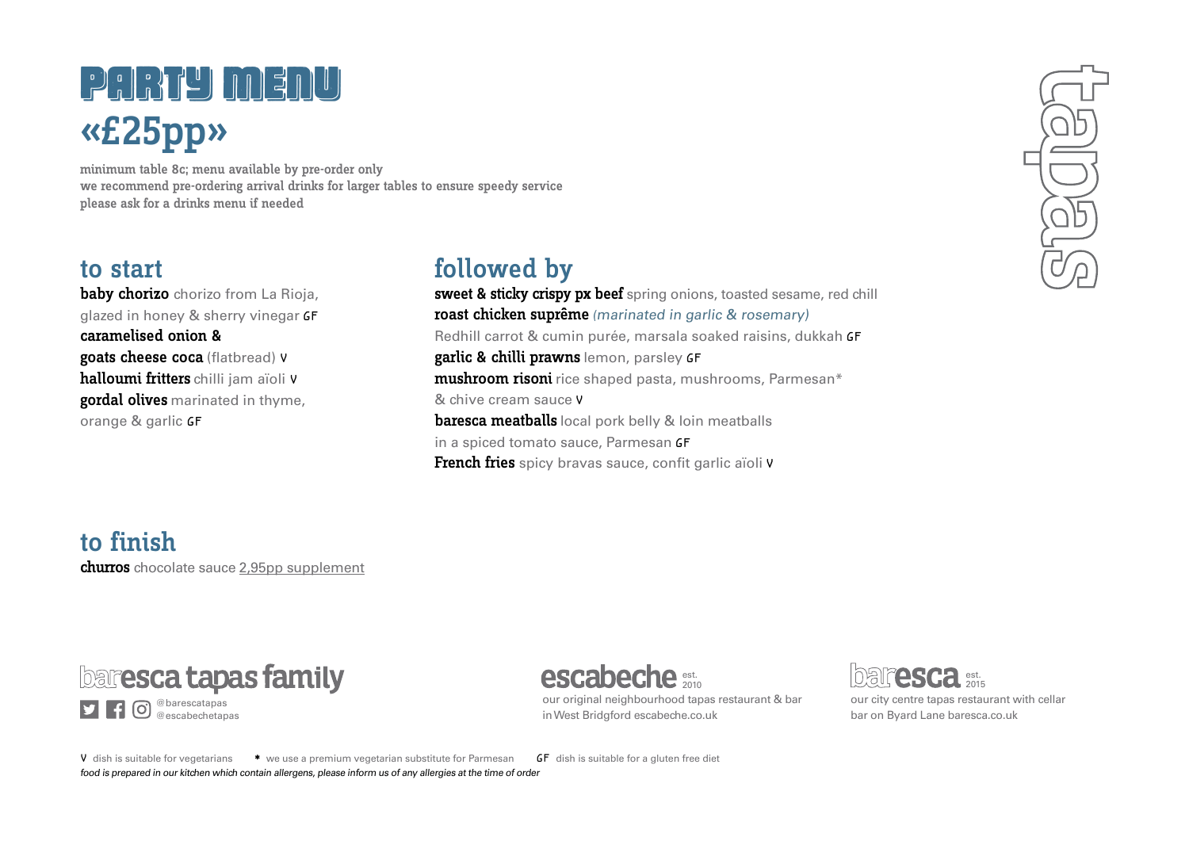# PARTY MENU
# «£25pp»

minimum table 8c; menu available by pre-order only
we recommend pre-ordering arrival drinks for larger tables to ensure speedy service
please ask for a drinks menu if needed

tapas

## to start

**baby chorizo** chorizo from La Rioja, glazed in honey & sherry vinegar GF
**caramelised onion & goats cheese coca** (flatbread) V
**halloumi fritters** chilli jam aïoli V
**gordal olives** marinated in thyme, orange & garlic GF

## followed by

**sweet & sticky crispy px beef** spring onions, toasted sesame, red chill
**roast chicken suprême** *(marinated in garlic & rosemary)* Redhill carrot & cumin purée, marsala soaked raisins, dukkah GF
**garlic & chilli prawns** lemon, parsley GF
**mushroom risoni** rice shaped pasta, mushrooms, Parmesan* & chive cream sauce V
**baresca meatballs** local pork belly & loin meatballs in a spiced tomato sauce, Parmesan GF
**French fries** spicy bravas sauce, confit garlic aïoli V

## to finish

**churros** chocolate sauce 2,95pp supplement

baresca tapas family
@barescatapas
@escabechetapas

escabeche est. 2010
our original neighbourhood tapas restaurant & bar in West Bridgford escabeche.co.uk

baresca est. 2015
our city centre tapas restaurant with cellar bar on Byard Lane baresca.co.uk

V dish is suitable for vegetarians * we use a premium vegetarian substitute for Parmesan GF dish is suitable for a gluten free diet
*food is prepared in our kitchen which contain allergens, please inform us of any allergies at the time of order*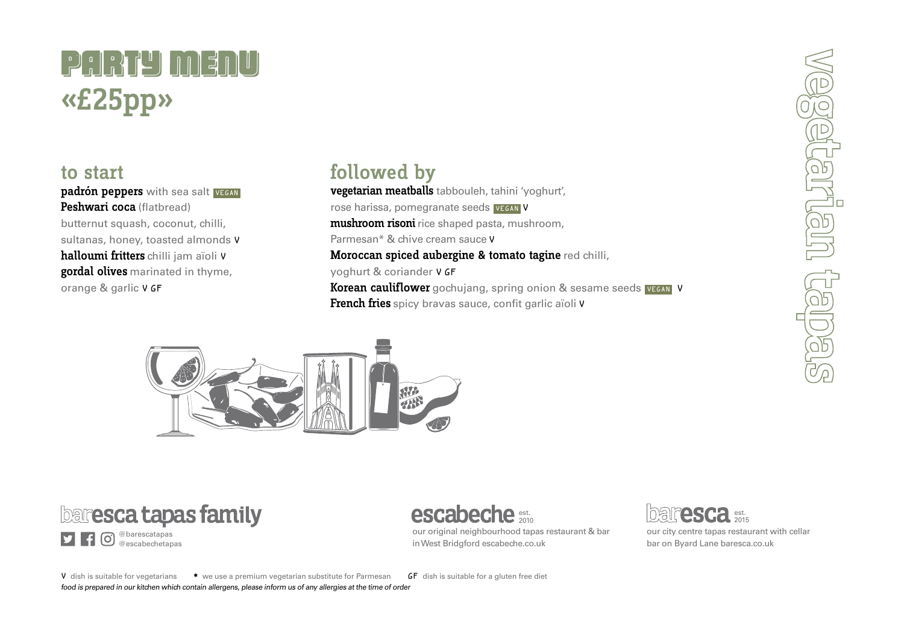# PARTY MENU «£25pp»

vegetarian tapas

## to start

**padrón peppers** with sea salt VEGAN
**Peshwari coca** (flatbread) butternut squash, coconut, chilli, sultanas, honey, toasted almonds V
**halloumi fritters** chilli jam aïoli V
**gordal olives** marinated in thyme, orange & garlic V GF

## followed by

**vegetarian meatballs** tabbouleh, tahini 'yoghurt', rose harissa, pomegranate seeds VEGAN V
**mushroom risoni** rice shaped pasta, mushroom, Parmesan* & chive cream sauce V
**Moroccan spiced aubergine & tomato tagine** red chilli, yoghurt & coriander V GF
**Korean cauliflower** gochujang, spring onion & sesame seeds VEGAN V
**French fries** spicy bravas sauce, confit garlic aïoli V

**baresca tapas family**
@barescatapas
@escabechetapas

**escabeche** est. 2010
our original neighbourhood tapas restaurant & bar in West Bridgford escabeche.co.uk

**baresca** est. 2015
our city centre tapas restaurant with cellar bar on Byard Lane baresca.co.uk

V dish is suitable for vegetarians * we use a premium vegetarian substitute for Parmesan GF dish is suitable for a gluten free diet

*food is prepared in our kitchen which contain allergens, please inform us of any allergies at the time of order*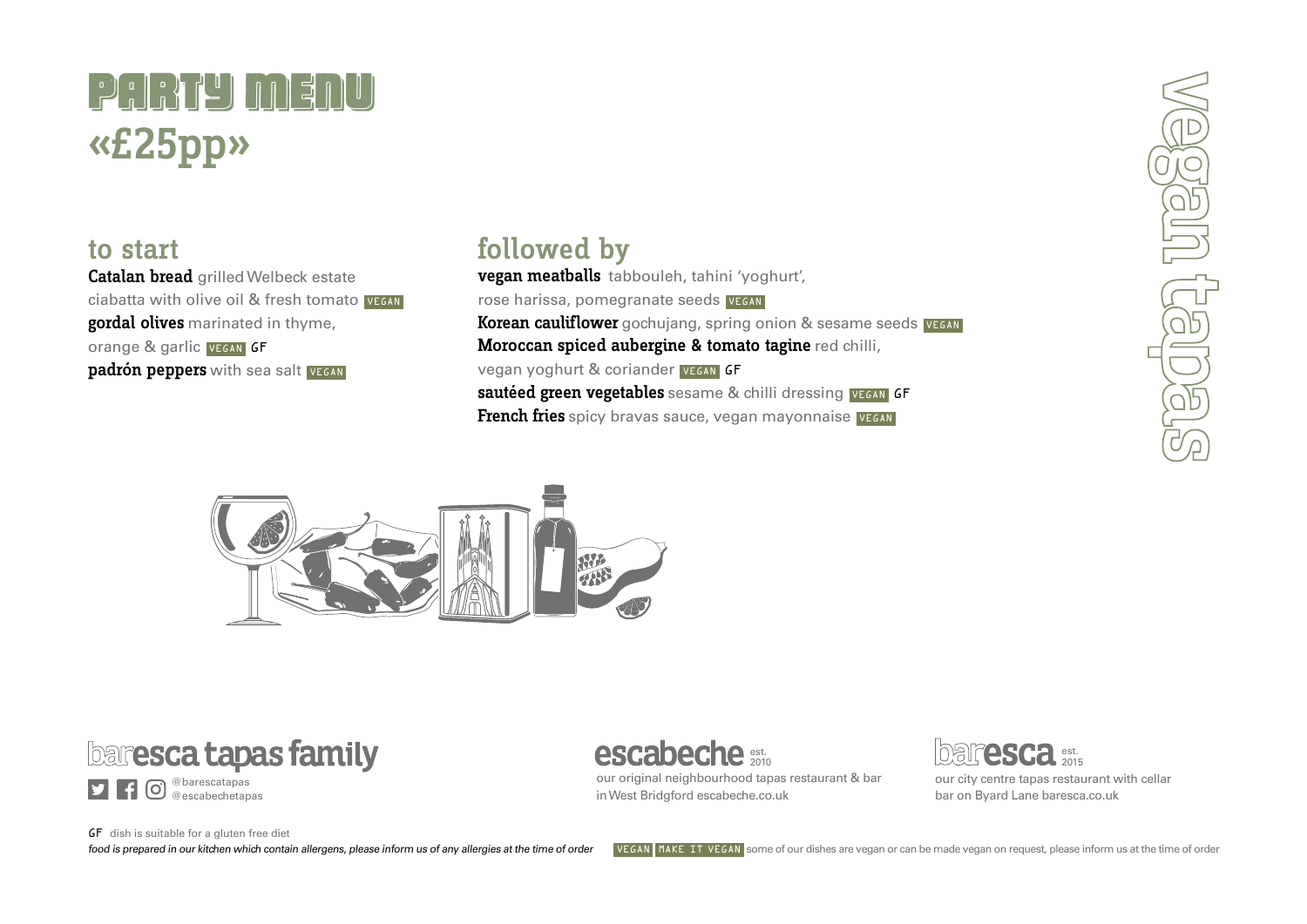# PARTY MENU
# «£25pp»

vegan tapas

## to start

**Catalan bread** grilled Welbeck estate ciabatta with olive oil & fresh tomato VEGAN

**gordal olives** marinated in thyme, orange & garlic VEGAN GF

**padrón peppers** with sea salt VEGAN

## followed by

**vegan meatballs** tabbouleh, tahini 'yoghurt', rose harissa, pomegranate seeds VEGAN

**Korean cauliflower** gochujang, spring onion & sesame seeds VEGAN

**Moroccan spiced aubergine & tomato tagine** red chilli, vegan yoghurt & coriander VEGAN GF

**sautéed green vegetables** sesame & chilli dressing VEGAN GF

**French fries** spicy bravas sauce, vegan mayonnaise VEGAN

**baresca tapas family**

@barescatapas
@escabechetapas

**escabeche** est. 2010
our original neighbourhood tapas restaurant & bar in West Bridgford escabeche.co.uk

**baresca** est. 2015
our city centre tapas restaurant with cellar bar on Byard Lane baresca.co.uk

GF dish is suitable for a gluten free diet

*food is prepared in our kitchen which contain allergens, please inform us of any allergies at the time of order*

VEGAN MAKE IT VEGAN some of our dishes are vegan or can be made vegan on request, please inform us at the time of order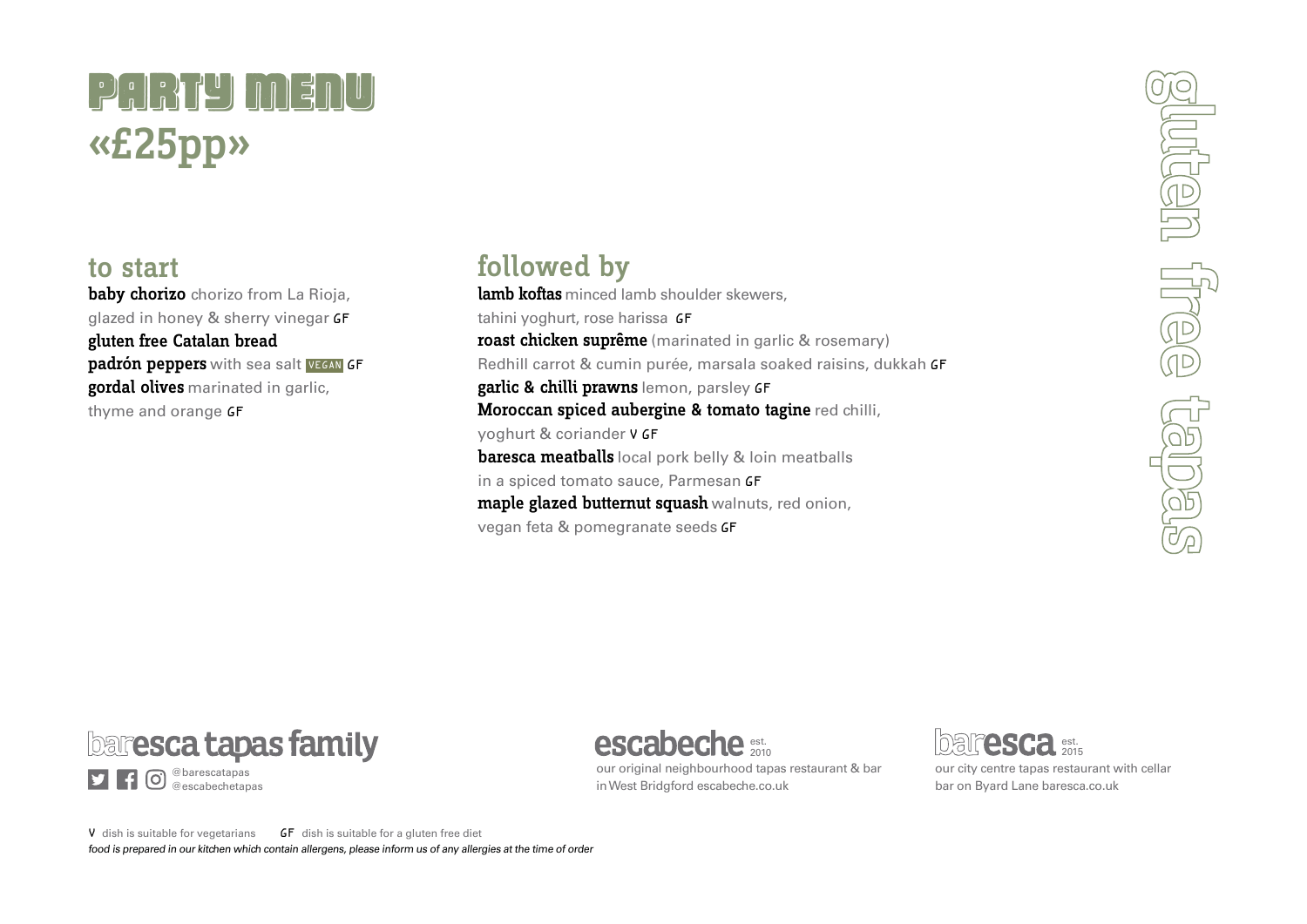# PARTY MENU
# «£25pp»

gluten free tapas

## to start

**baby chorizo** chorizo from La Rioja, glazed in honey & sherry vinegar GF

**gluten free Catalan bread**

**padrón peppers** with sea salt VEGAN GF

**gordal olives** marinated in garlic, thyme and orange GF

## followed by

**lamb koftas** minced lamb shoulder skewers, tahini yoghurt, rose harissa GF

**roast chicken suprême** (marinated in garlic & rosemary) Redhill carrot & cumin purée, marsala soaked raisins, dukkah GF

**garlic & chilli prawns** lemon, parsley GF

**Moroccan spiced aubergine & tomato tagine** red chilli, yoghurt & coriander V GF

**baresca meatballs** local pork belly & loin meatballs in a spiced tomato sauce, Parmesan GF

**maple glazed butternut squash** walnuts, red onion, vegan feta & pomegranate seeds GF

**baresca tapas family**

@barescatapas
@escabechetapas

**escabeche** est. 2010
our original neighbourhood tapas restaurant & bar in West Bridgford escabeche.co.uk

**baresca** est. 2015
our city centre tapas restaurant with cellar bar on Byard Lane baresca.co.uk

V dish is suitable for vegetarians GF dish is suitable for a gluten free diet

*food is prepared in our kitchen which contain allergens, please inform us of any allergies at the time of order*